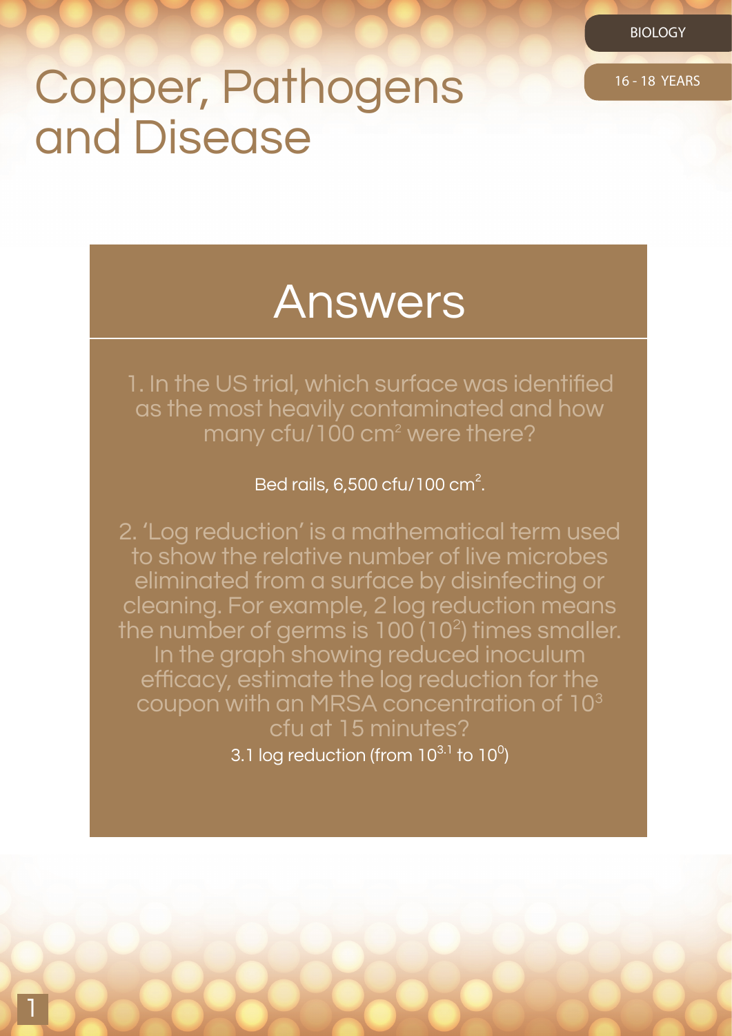# Copper, Pathogens and Disease

BIOLOGY

16 - 18 YEARS

## Answers

1. In the US trial, which surface was identified as the most heavily contaminated and how many cfu/100 $cm^2$ were there?

Bed rails, 6,500 cfu/100 $cm^2$.

2. 'Log reduction' is a mathematical term used to show the relative number of live microbes eliminated from a surface by disinfecting or cleaning. For example, 2 log reduction means the number of germs is 100 ($10^2$) times smaller. In the graph showing reduced inoculum efficacy, estimate the log reduction for the coupon with an MRSA concentration of $10^3$ cfu at 15 minutes?

3.1 log reduction (from $10^{3.1}$ to $10^0$)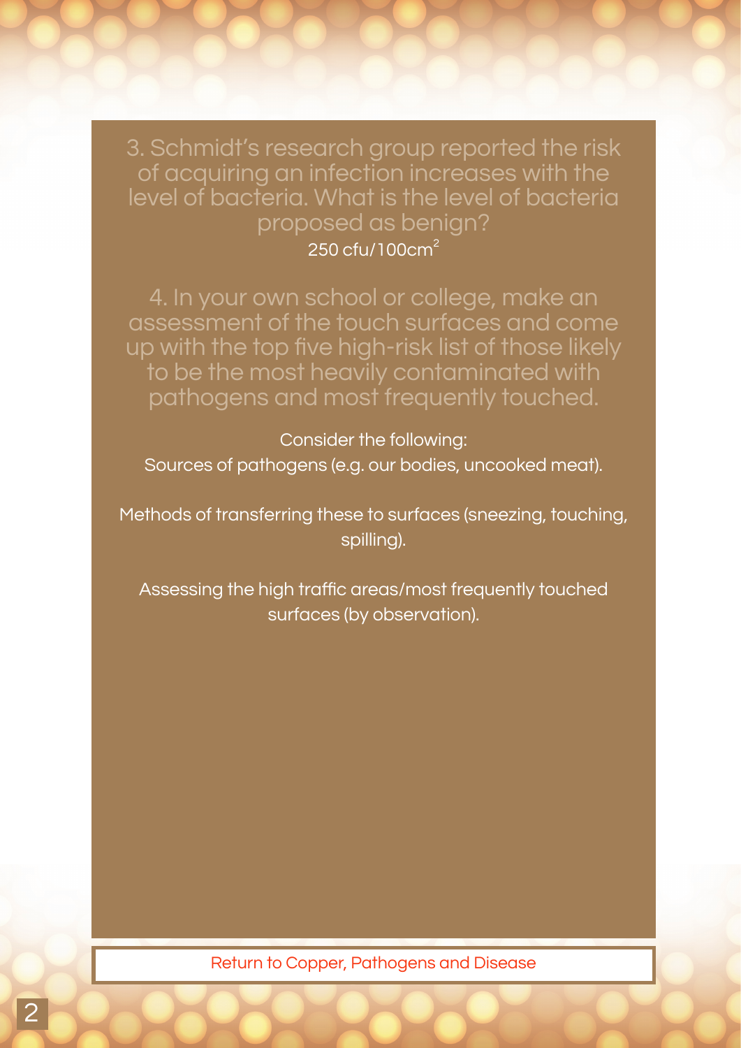3. Schmidt's research group reported the risk of acquiring an infection increases with the level of bacteria. What is the level of bacteria proposed as benign?

250 cfu/100cm$^2$

4. In your own school or college, make an assessment of the touch surfaces and come up with the top five high-risk list of those likely to be the most heavily contaminated with pathogens and most frequently touched.

Consider the following:

Sources of pathogens (e.g. our bodies, uncooked meat).

Methods of transferring these to surfaces (sneezing, touching, spilling).

Assessing the high traffic areas/most frequently touched surfaces (by observation).

Return to Copper, Pathogens and Disease